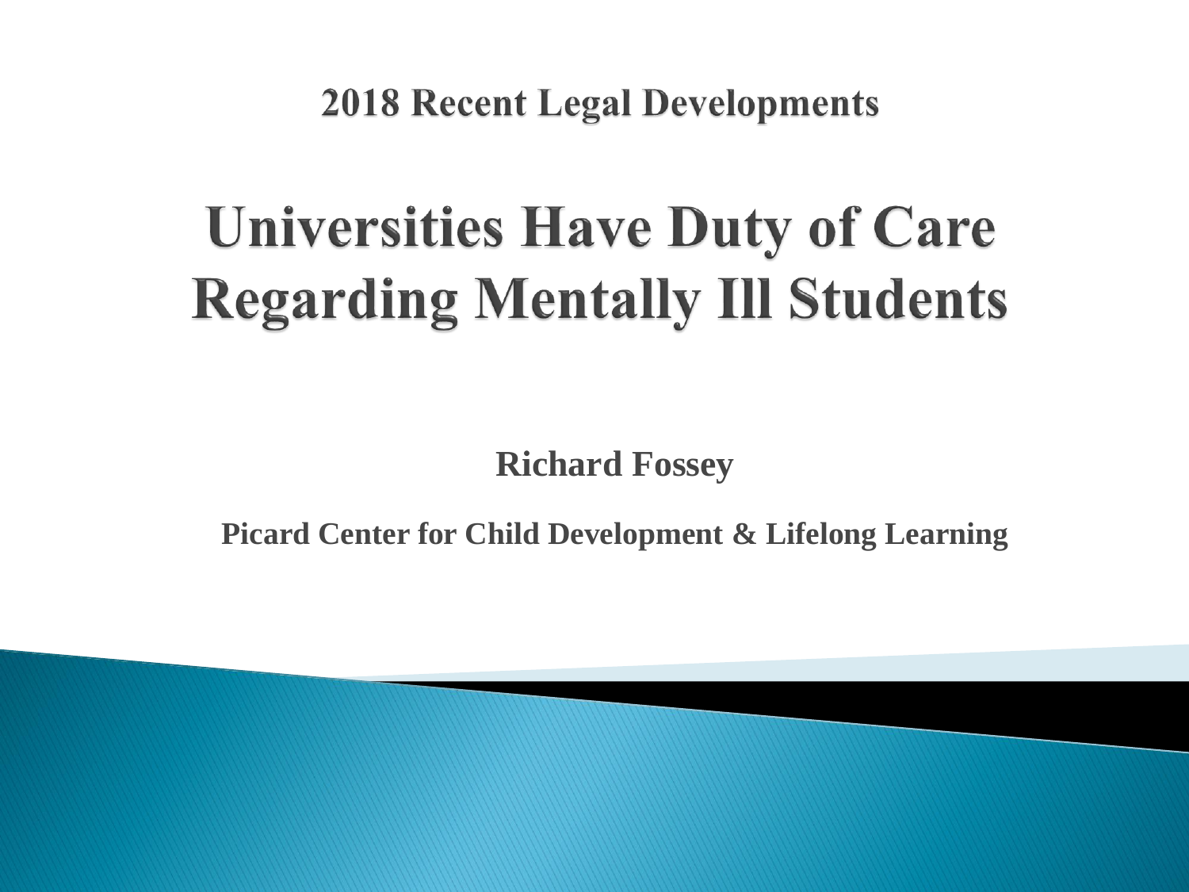## 2018 Recent Legal Developments

# Universities Have Duty of Care Regarding Mentally Ill Students

**Richard Fossey**

**Picard Center for Child Development & Lifelong Learning**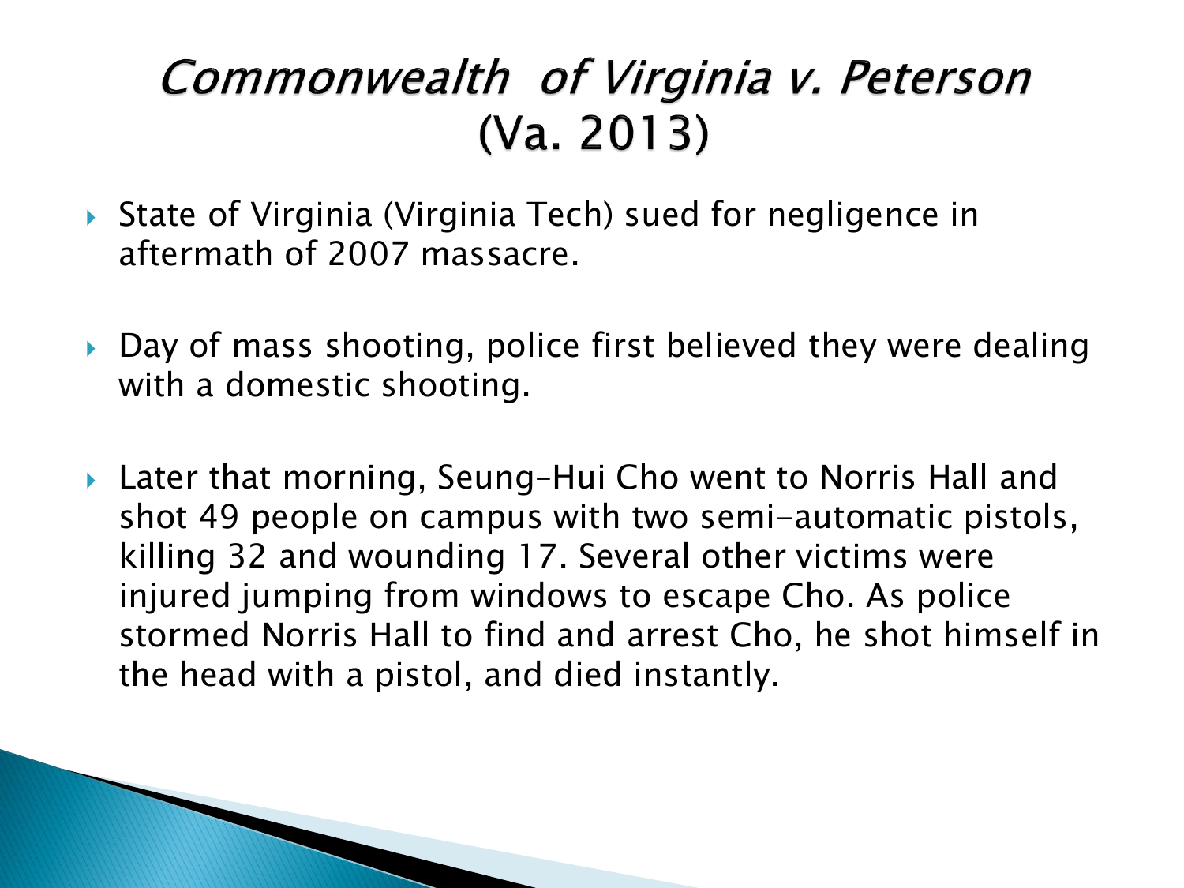# *Commonwealth of Virginia v. Peterson* (Va. 2013)

- State of Virginia (Virginia Tech) sued for negligence in aftermath of 2007 massacre.
- Day of mass shooting, police first believed they were dealing with a domestic shooting.
- Later that morning, Seung-Hui Cho went to Norris Hall and shot 49 people on campus with two semi-automatic pistols, killing 32 and wounding 17. Several other victims were injured jumping from windows to escape Cho. As police stormed Norris Hall to find and arrest Cho, he shot himself in the head with a pistol, and died instantly.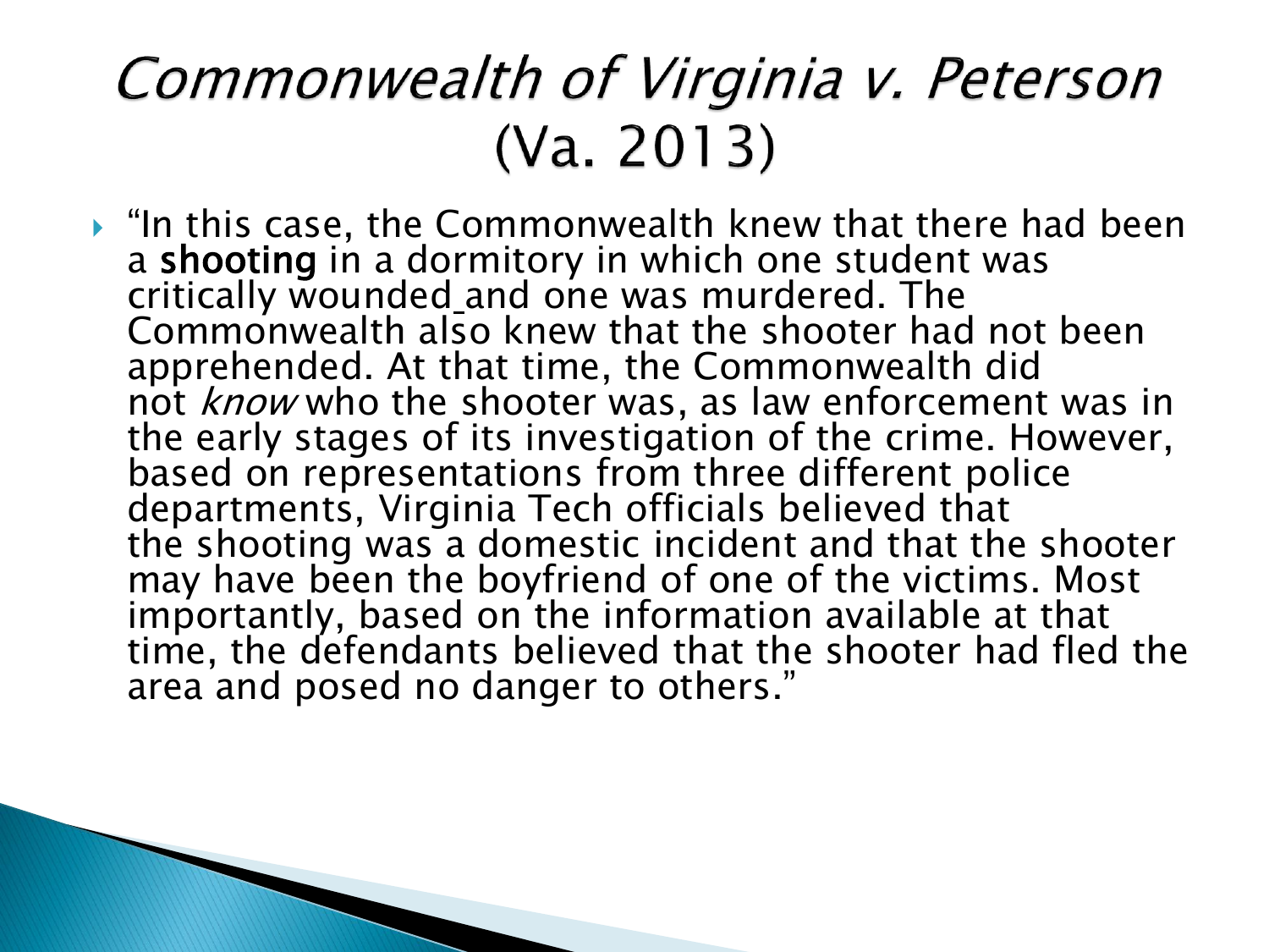# *Commonwealth of Virginia v. Peterson* (Va. 2013)

- "In this case, the Commonwealth knew that there had been a **shooting** in a dormitory in which one student was critically wounded and one was murdered. The Commonwealth also knew that the shooter had not been apprehended. At that time, the Commonwealth did not *know* who the shooter was, as law enforcement was in the early stages of its investigation of the crime. However, based on representations from three different police departments, Virginia Tech officials believed that the shooting was a domestic incident and that the shooter may have been the boyfriend of one of the victims. Most importantly, based on the information available at that time, the defendants believed that the shooter had fled the area and posed no danger to others."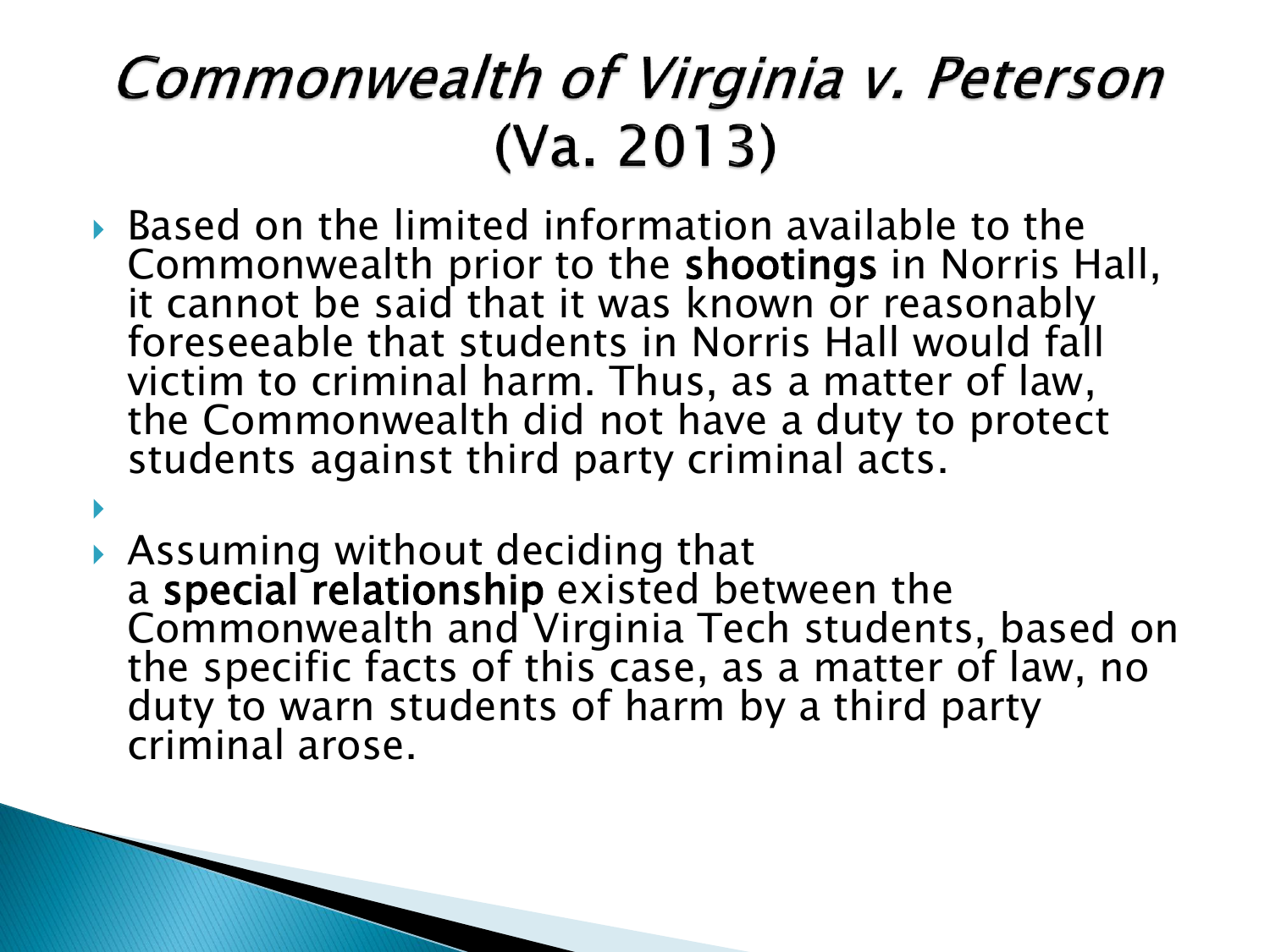# *Commonwealth of Virginia v. Peterson* (Va. 2013)

- Based on the limited information available to the Commonwealth prior to the **shootings** in Norris Hall, it cannot be said that it was known or reasonably foreseeable that students in Norris Hall would fall victim to criminal harm. Thus, as a matter of law, the Commonwealth did not have a duty to protect students against third party criminal acts.

- Assuming without deciding that a **special relationship** existed between the Commonwealth and Virginia Tech students, based on the specific facts of this case, as a matter of law, no duty to warn students of harm by a third party criminal arose.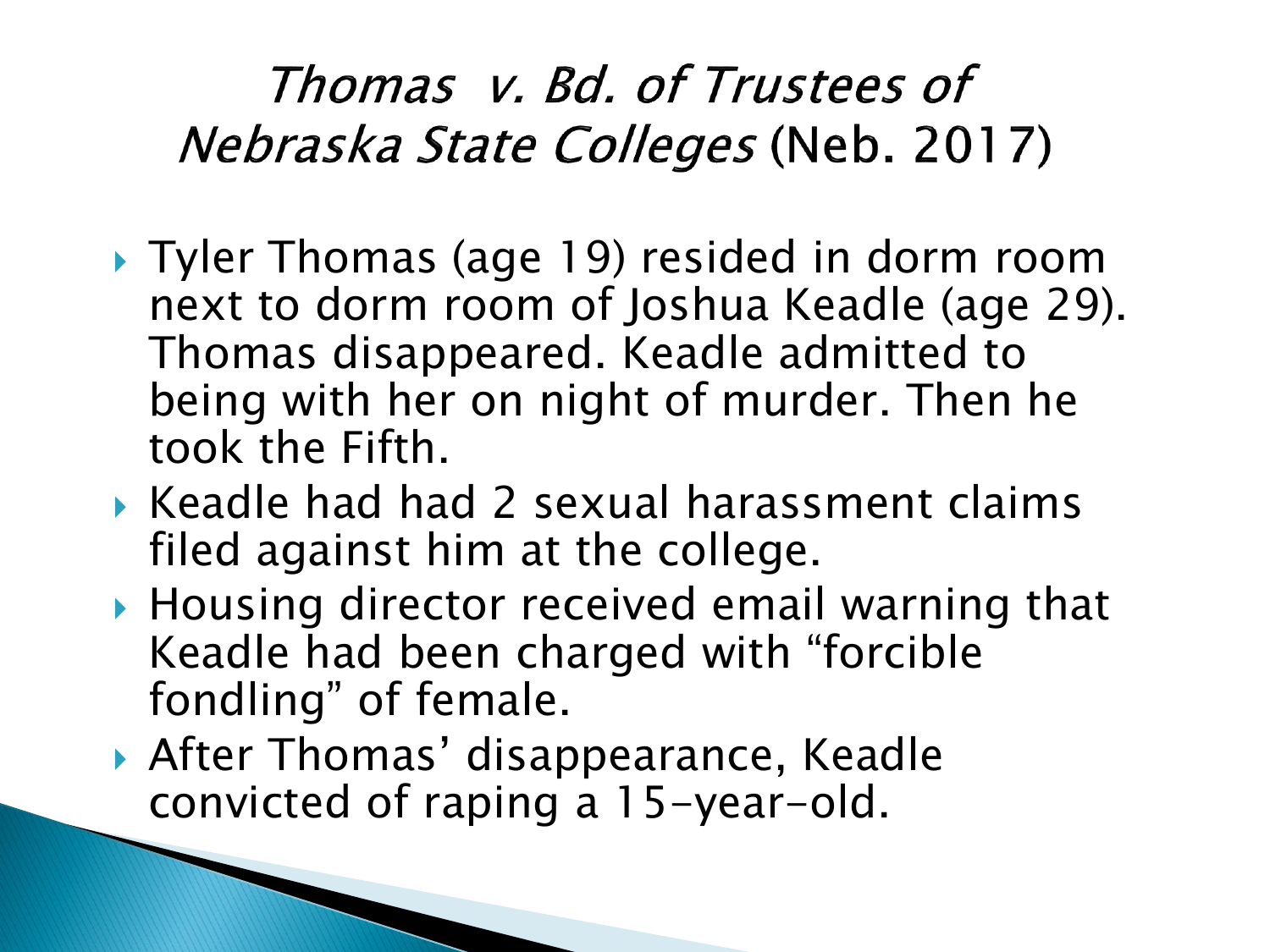# *Thomas v. Bd. of Trustees of Nebraska State Colleges* (Neb. 2017)

- Tyler Thomas (age 19) resided in dorm room next to dorm room of Joshua Keadle (age 29). Thomas disappeared. Keadle admitted to being with her on night of murder. Then he took the Fifth.
- Keadle had had 2 sexual harassment claims filed against him at the college.
- Housing director received email warning that Keadle had been charged with "forcible fondling" of female.
- After Thomas' disappearance, Keadle convicted of raping a 15-year-old.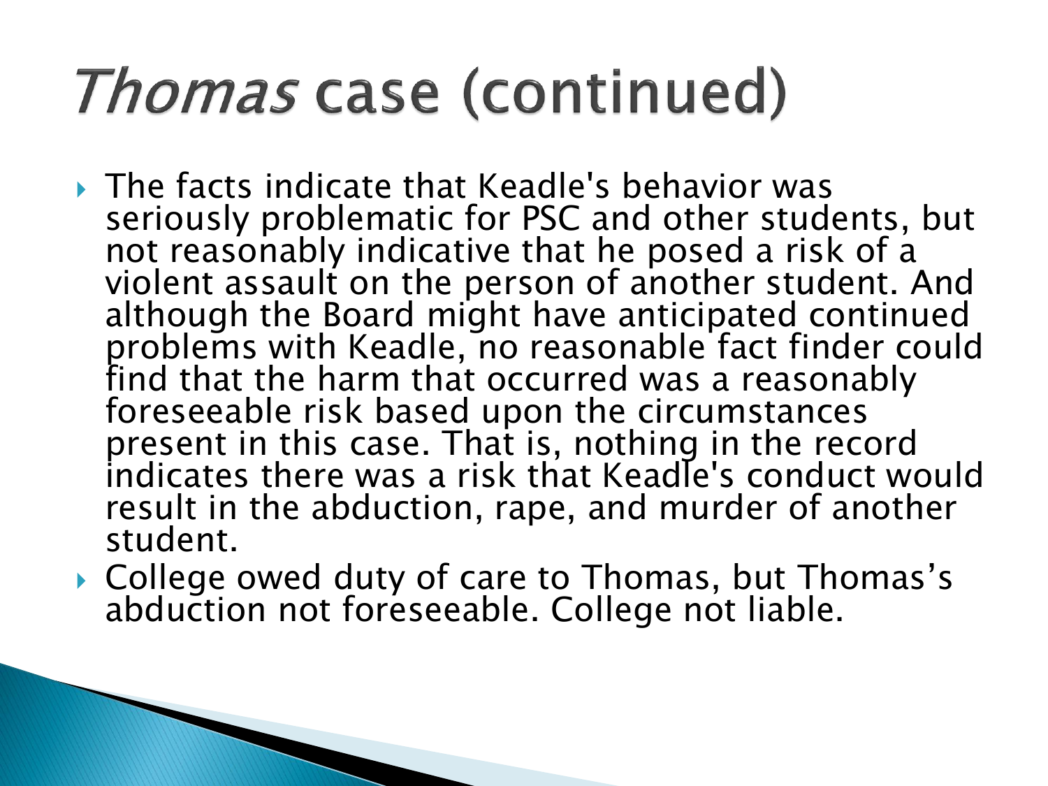# *Thomas* case (continued)

- The facts indicate that Keadle's behavior was seriously problematic for PSC and other students, but not reasonably indicative that he posed a risk of a violent assault on the person of another student. And although the Board might have anticipated continued problems with Keadle, no reasonable fact finder could find that the harm that occurred was a reasonably foreseeable risk based upon the circumstances present in this case. That is, nothing in the record indicates there was a risk that Keadle's conduct would result in the abduction, rape, and murder of another student.
- College owed duty of care to Thomas, but Thomas's abduction not foreseeable. College not liable.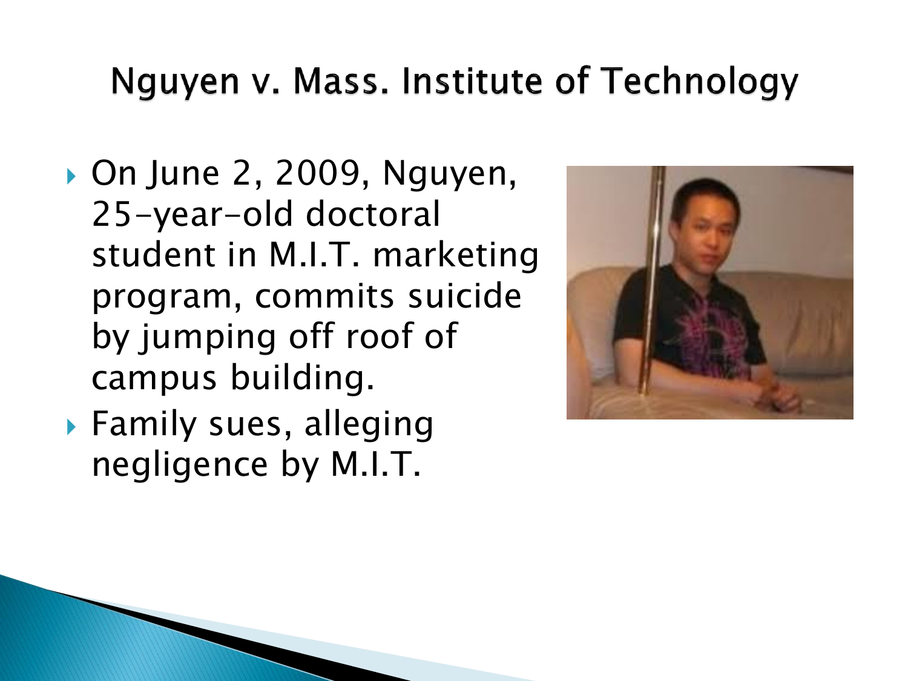# Nguyen v. Mass. Institute of Technology

- On June 2, 2009, Nguyen, 25-year-old doctoral student in M.I.T. marketing program, commits suicide by jumping off roof of campus building.
- Family sues, alleging negligence by M.I.T.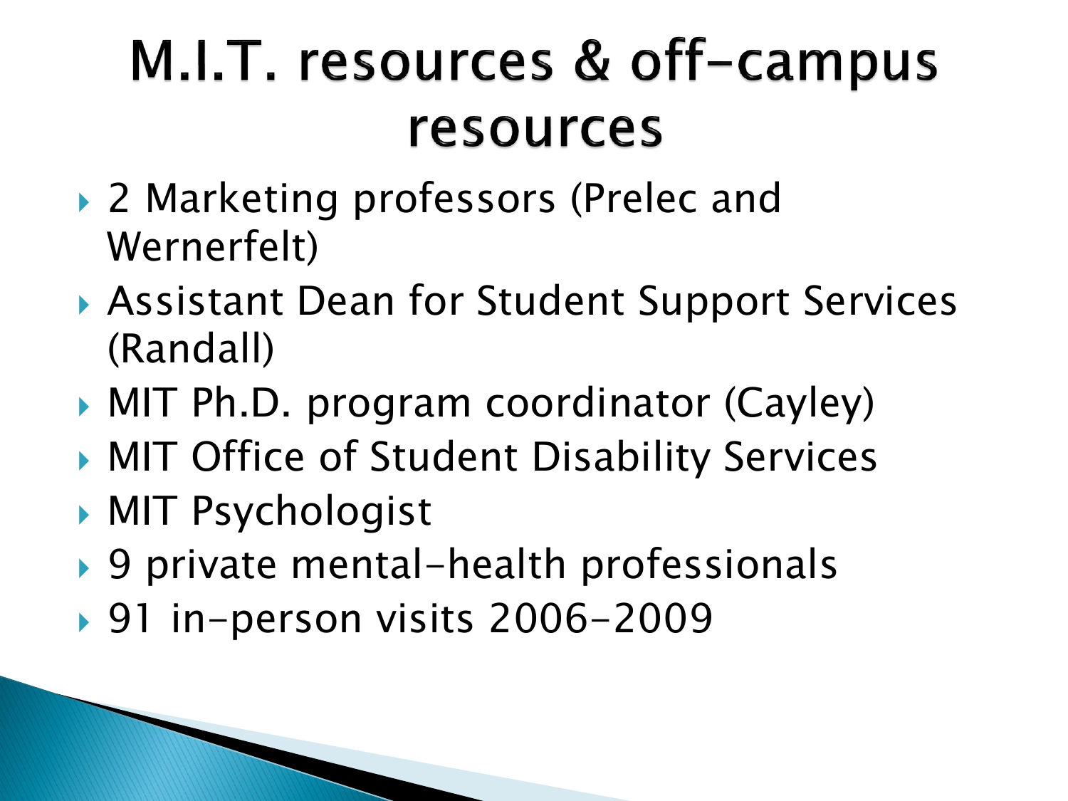# M.I.T. resources & off-campus resources

- 2 Marketing professors (Prelec and Wernerfelt)
- Assistant Dean for Student Support Services (Randall)
- MIT Ph.D. program coordinator (Cayley)
- MIT Office of Student Disability Services
- MIT Psychologist
- 9 private mental-health professionals
- 91 in-person visits 2006-2009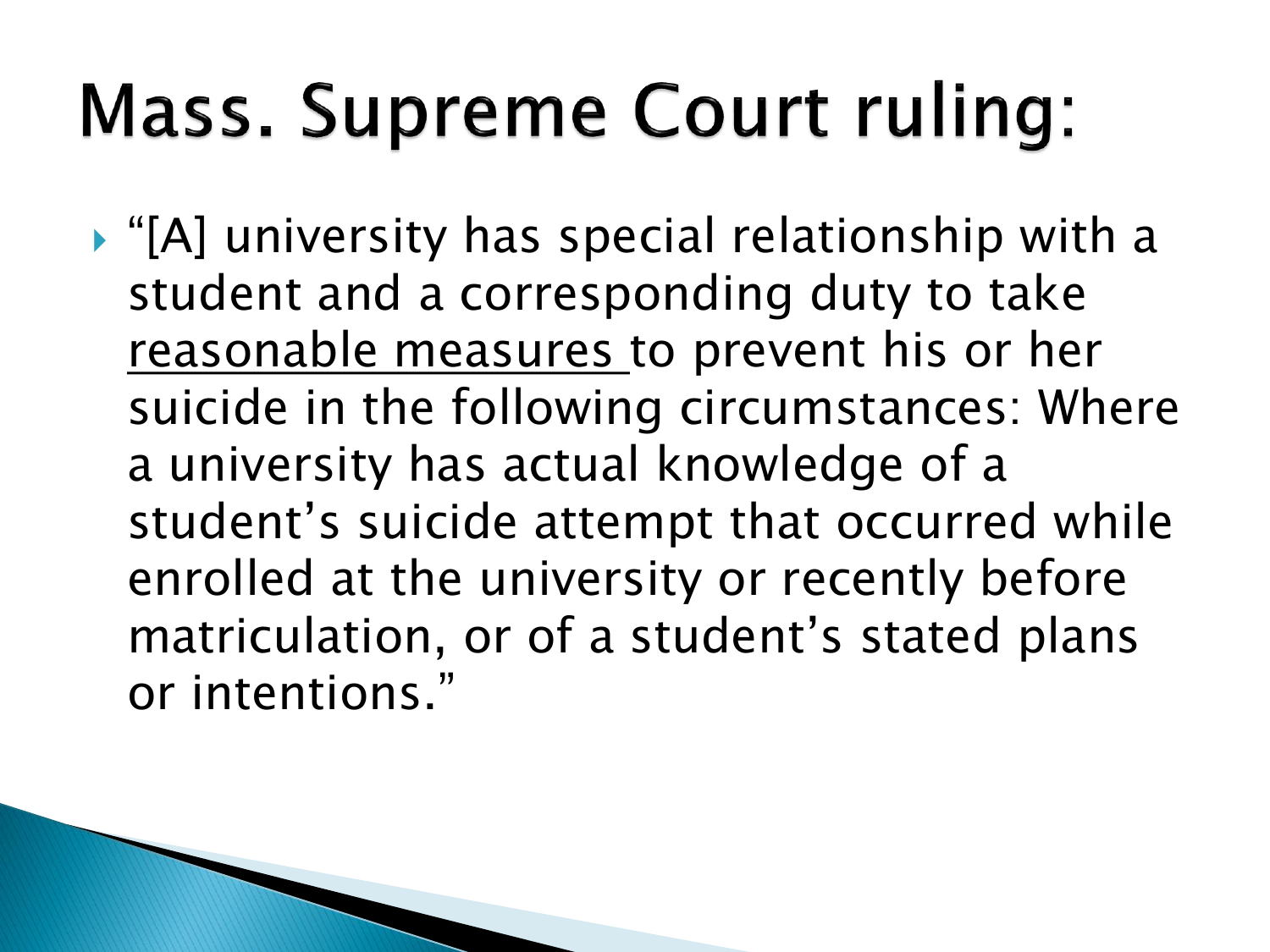# Mass. Supreme Court ruling:

- "[A] university has special relationship with a student and a corresponding duty to take <u>reasonable measures</u> to prevent his or her suicide in the following circumstances: Where a university has actual knowledge of a student's suicide attempt that occurred while enrolled at the university or recently before matriculation, or of a student's stated plans or intentions."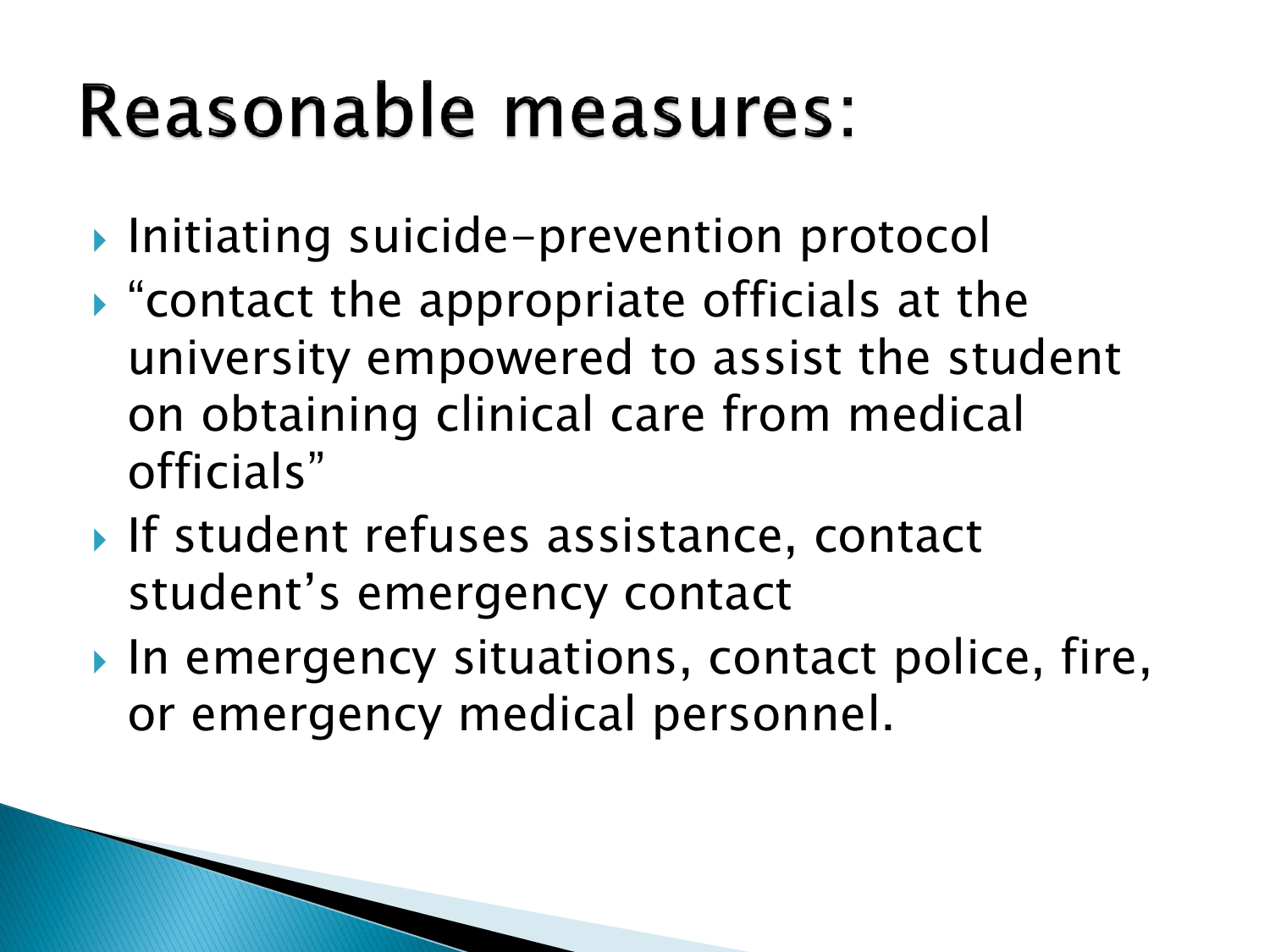# Reasonable measures:

- Initiating suicide-prevention protocol
- "contact the appropriate officials at the university empowered to assist the student on obtaining clinical care from medical officials"
- If student refuses assistance, contact student's emergency contact
- In emergency situations, contact police, fire, or emergency medical personnel.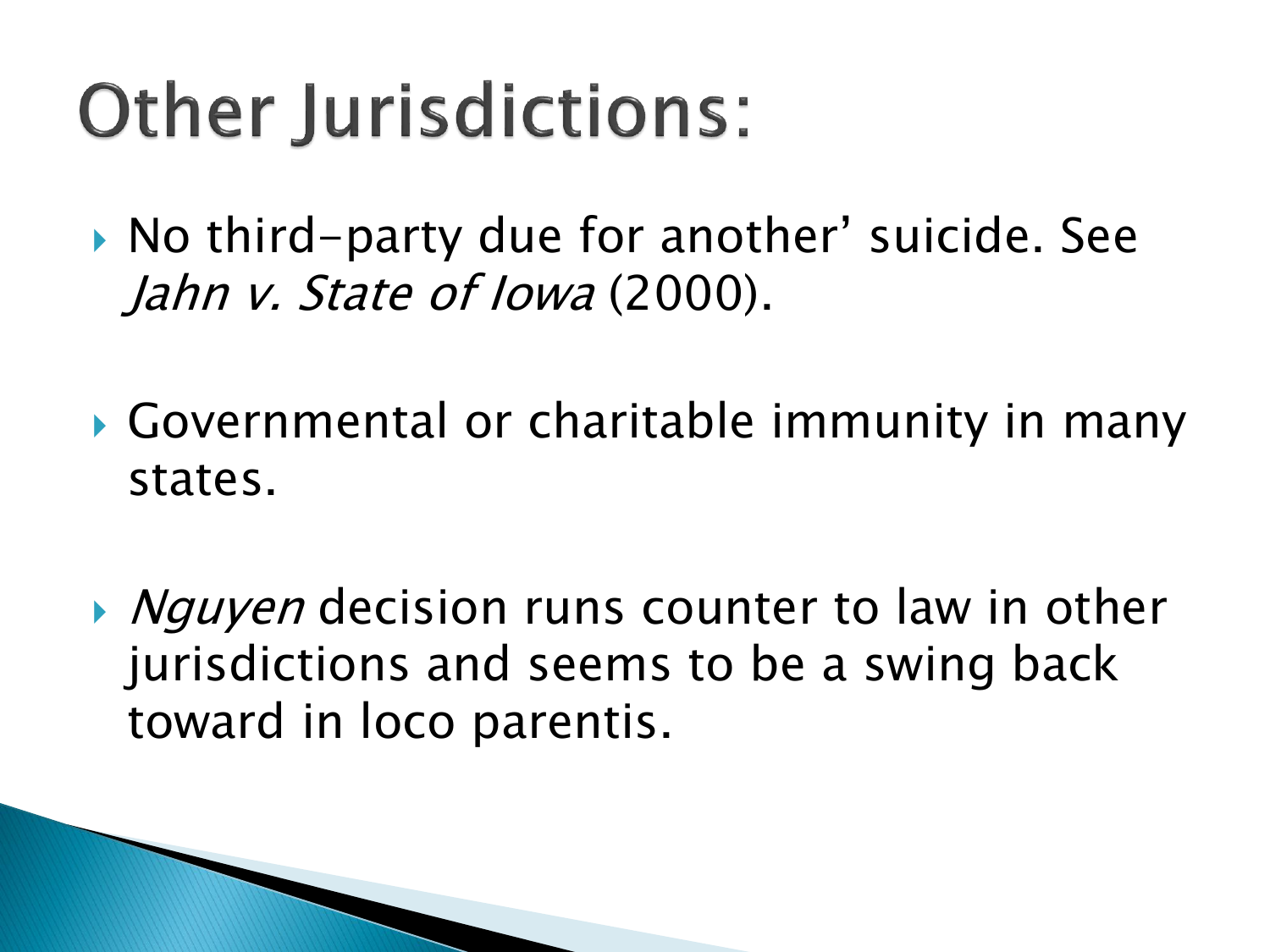# Other Jurisdictions:

- No third-party due for another' suicide. See *Jahn v. State of Iowa* (2000).

- Governmental or charitable immunity in many states.

- *Nguyen* decision runs counter to law in other jurisdictions and seems to be a swing back toward in loco parentis.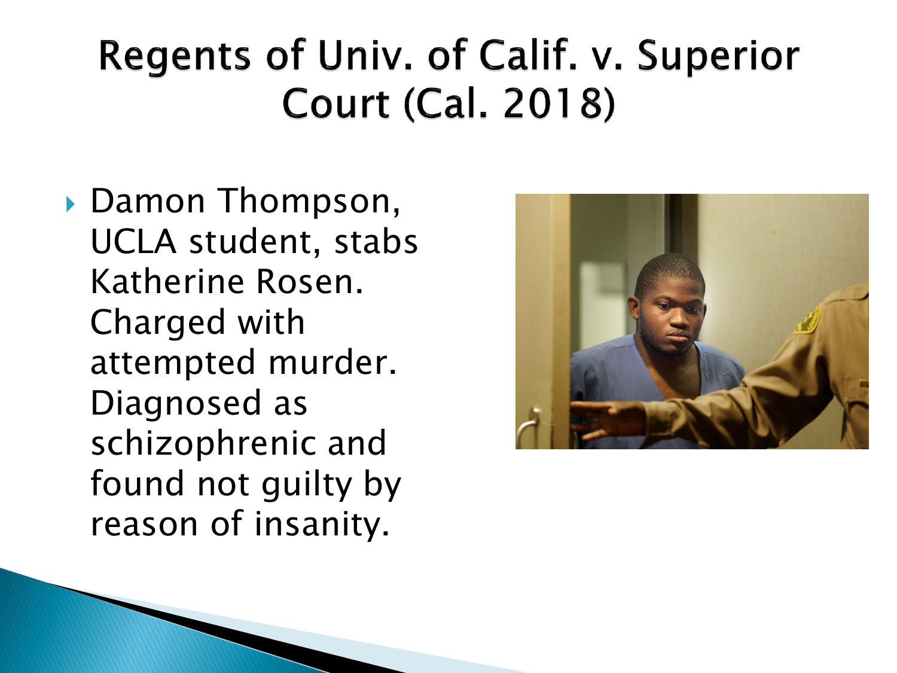# Regents of Univ. of Calif. v. Superior Court (Cal. 2018)

- Damon Thompson, UCLA student, stabs Katherine Rosen. Charged with attempted murder. Diagnosed as schizophrenic and found not guilty by reason of insanity.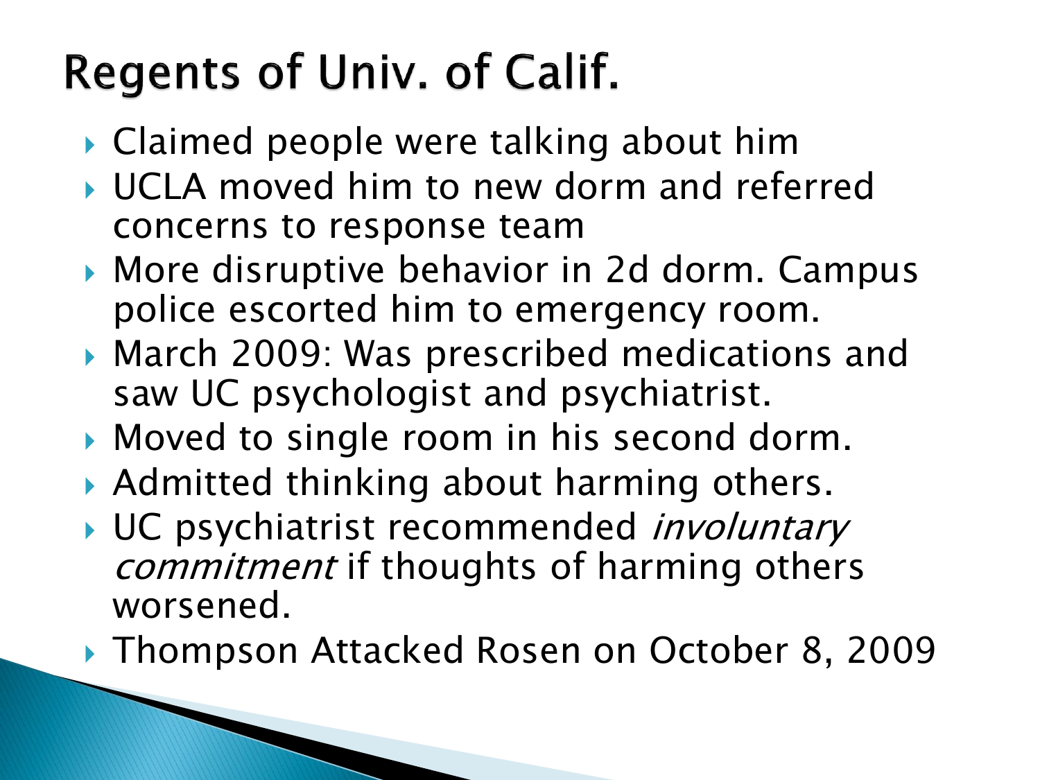# Regents of Univ. of Calif.

- Claimed people were talking about him
- UCLA moved him to new dorm and referred concerns to response team
- More disruptive behavior in 2d dorm. Campus police escorted him to emergency room.
- March 2009: Was prescribed medications and saw UC psychologist and psychiatrist.
- Moved to single room in his second dorm.
- Admitted thinking about harming others.
- UC psychiatrist recommended *involuntary commitment* if thoughts of harming others worsened.
- Thompson Attacked Rosen on October 8, 2009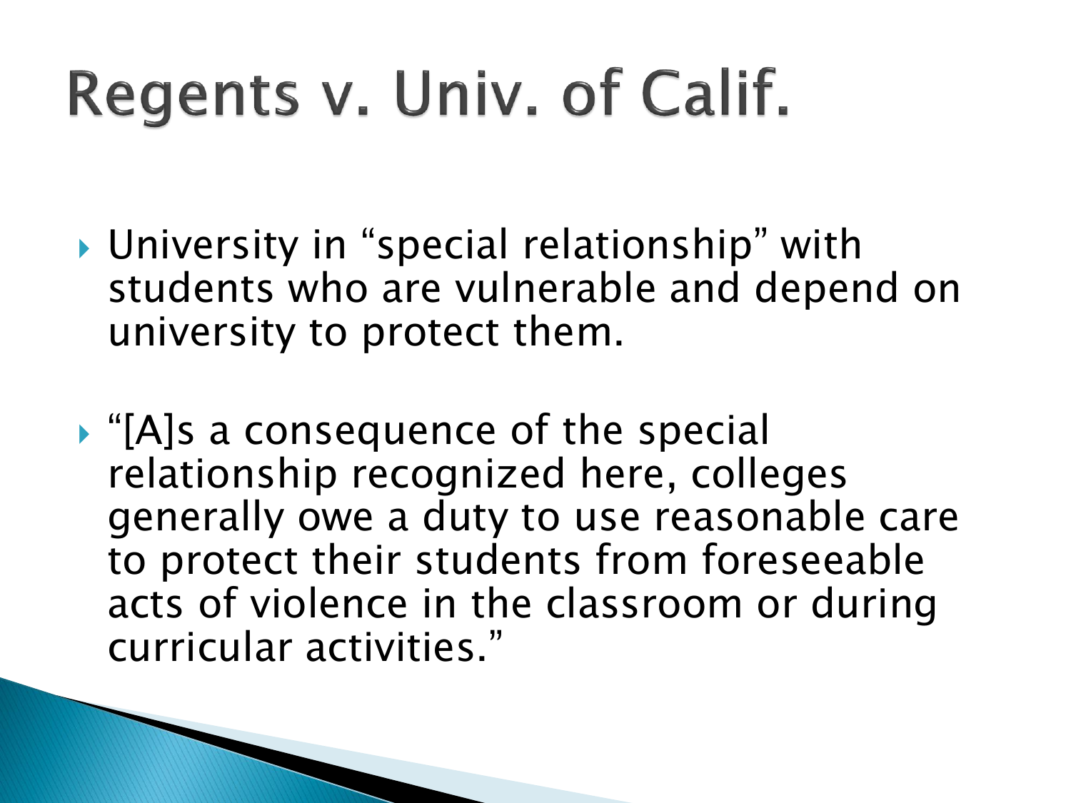# Regents v. Univ. of Calif.

- University in “special relationship” with students who are vulnerable and depend on university to protect them.
- “[A]s a consequence of the special relationship recognized here, colleges generally owe a duty to use reasonable care to protect their students from foreseeable acts of violence in the classroom or during curricular activities.”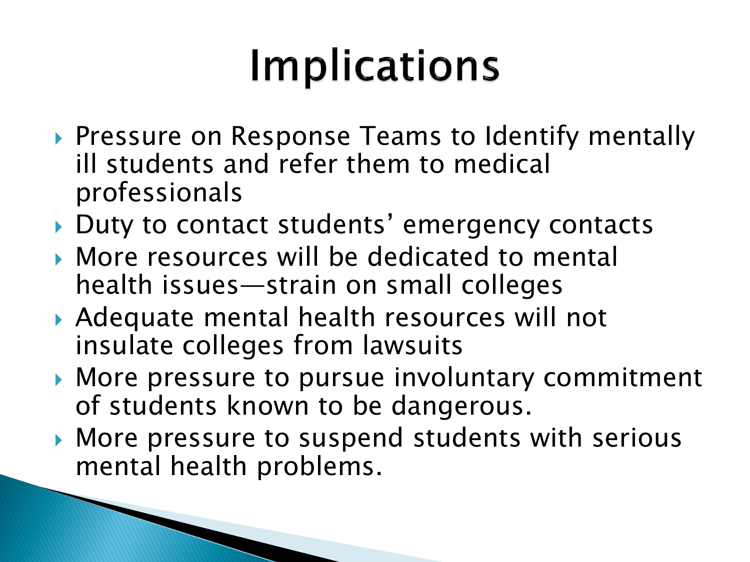# Implications

- Pressure on Response Teams to Identify mentally ill students and refer them to medical professionals
- Duty to contact students' emergency contacts
- More resources will be dedicated to mental health issues—strain on small colleges
- Adequate mental health resources will not insulate colleges from lawsuits
- More pressure to pursue involuntary commitment of students known to be dangerous.
- More pressure to suspend students with serious mental health problems.